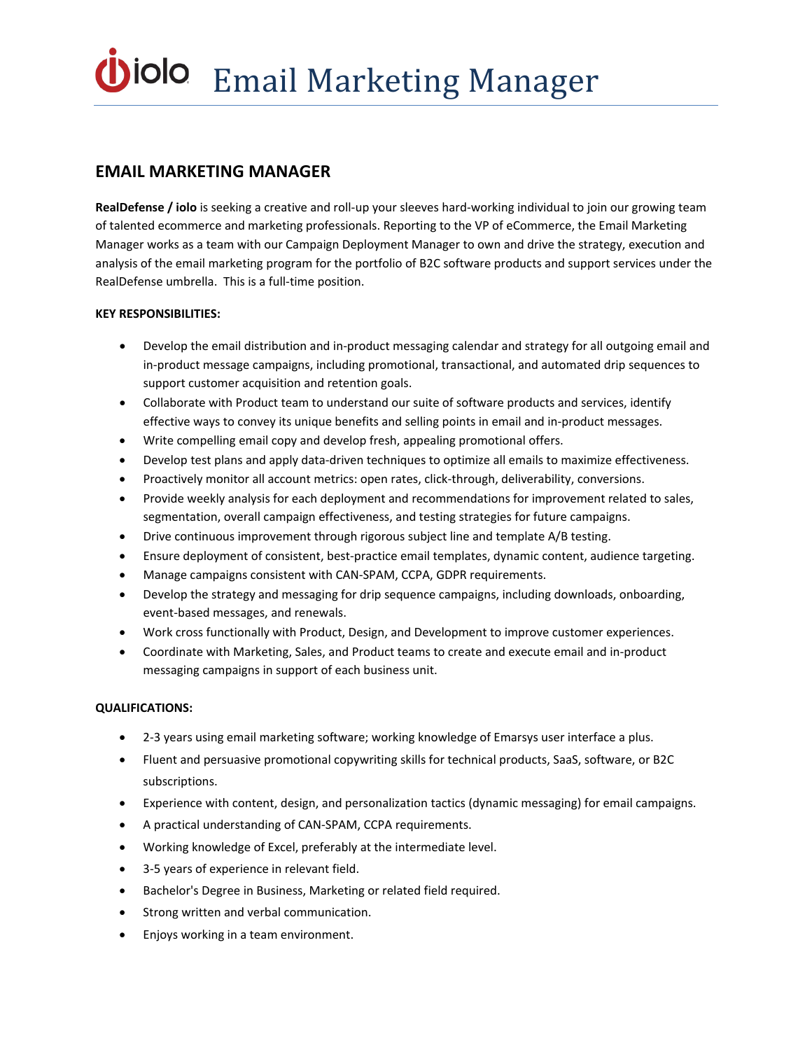# iolo Email Marketing Manager

## EMAIL MARKETING MANAGER

**RealDefense / iolo** is seeking a creative and roll-up your sleeves hard-working individual to join our growing team of talented ecommerce and marketing professionals. Reporting to the VP of eCommerce, the Email Marketing Manager works as a team with our Campaign Deployment Manager to own and drive the strategy, execution and analysis of the email marketing program for the portfolio of B2C software products and support services under the RealDefense umbrella. This is a full-time position.

**KEY RESPONSIBILITIES:**

- Develop the email distribution and in-product messaging calendar and strategy for all outgoing email and in-product message campaigns, including promotional, transactional, and automated drip sequences to support customer acquisition and retention goals.
- Collaborate with Product team to understand our suite of software products and services, identify effective ways to convey its unique benefits and selling points in email and in-product messages.
- Write compelling email copy and develop fresh, appealing promotional offers.
- Develop test plans and apply data-driven techniques to optimize all emails to maximize effectiveness.
- Proactively monitor all account metrics: open rates, click-through, deliverability, conversions.
- Provide weekly analysis for each deployment and recommendations for improvement related to sales, segmentation, overall campaign effectiveness, and testing strategies for future campaigns.
- Drive continuous improvement through rigorous subject line and template A/B testing.
- Ensure deployment of consistent, best-practice email templates, dynamic content, audience targeting.
- Manage campaigns consistent with CAN-SPAM, CCPA, GDPR requirements.
- Develop the strategy and messaging for drip sequence campaigns, including downloads, onboarding, event-based messages, and renewals.
- Work cross functionally with Product, Design, and Development to improve customer experiences.
- Coordinate with Marketing, Sales, and Product teams to create and execute email and in-product messaging campaigns in support of each business unit.

**QUALIFICATIONS:**

- 2-3 years using email marketing software; working knowledge of Emarsys user interface a plus.
- Fluent and persuasive promotional copywriting skills for technical products, SaaS, software, or B2C subscriptions.
- Experience with content, design, and personalization tactics (dynamic messaging) for email campaigns.
- A practical understanding of CAN-SPAM, CCPA requirements.
- Working knowledge of Excel, preferably at the intermediate level.
- 3-5 years of experience in relevant field.
- Bachelor's Degree in Business, Marketing or related field required.
- Strong written and verbal communication.
- Enjoys working in a team environment.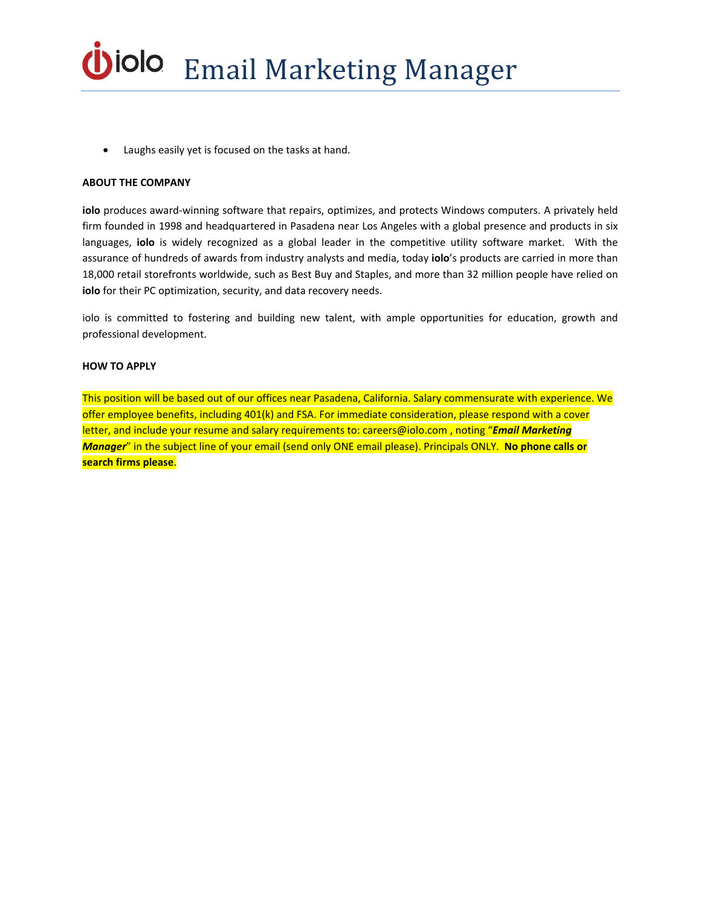- Laughs easily yet is focused on the tasks at hand.

**ABOUT THE COMPANY**

**iolo** produces award-winning software that repairs, optimizes, and protects Windows computers. A privately held firm founded in 1998 and headquartered in Pasadena near Los Angeles with a global presence and products in six languages, **iolo** is widely recognized as a global leader in the competitive utility software market. With the assurance of hundreds of awards from industry analysts and media, today **iolo**'s products are carried in more than 18,000 retail storefronts worldwide, such as Best Buy and Staples, and more than 32 million people have relied on **iolo** for their PC optimization, security, and data recovery needs.

iolo is committed to fostering and building new talent, with ample opportunities for education, growth and professional development.

**HOW TO APPLY**

This position will be based out of our offices near Pasadena, California. Salary commensurate with experience. We offer employee benefits, including 401(k) and FSA. For immediate consideration, please respond with a cover letter, and include your resume and salary requirements to: careers@iolo.com , noting "***Email Marketing Manager***" in the subject line of your email (send only ONE email please). Principals ONLY. **No phone calls or search firms please**.